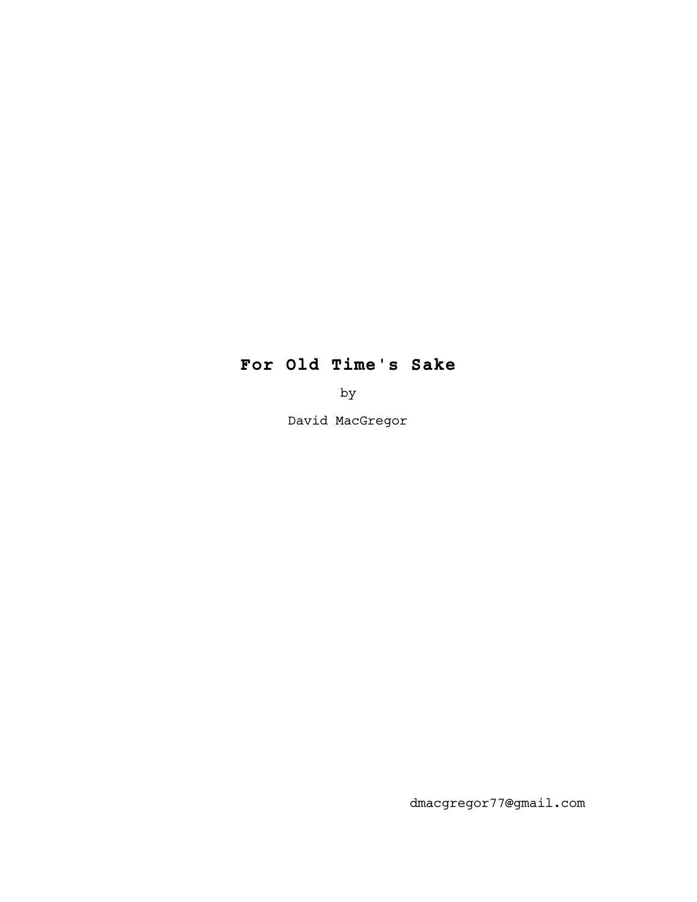# **For Old Time's Sake**

by

David MacGregor

dmacgregor77@gmail.com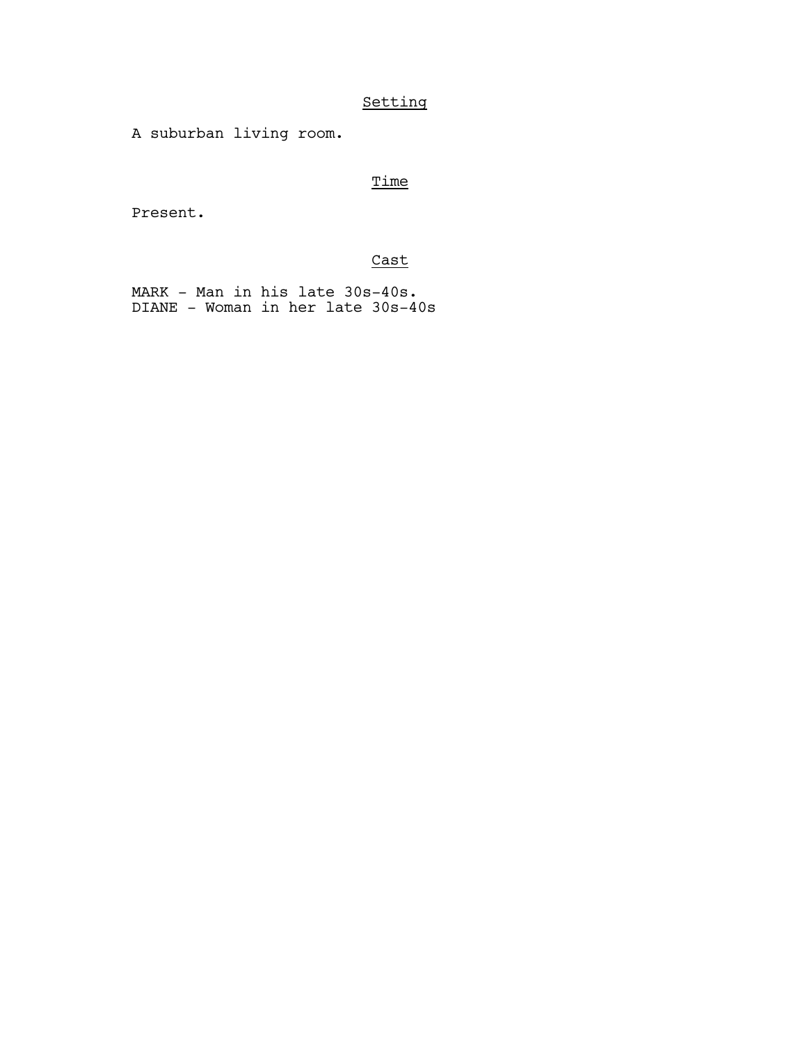## Setting

A suburban living room.

## Time

Present.

## Cast

MARK - Man in his late 30s-40s.
DIANE - Woman in her late 30s-40s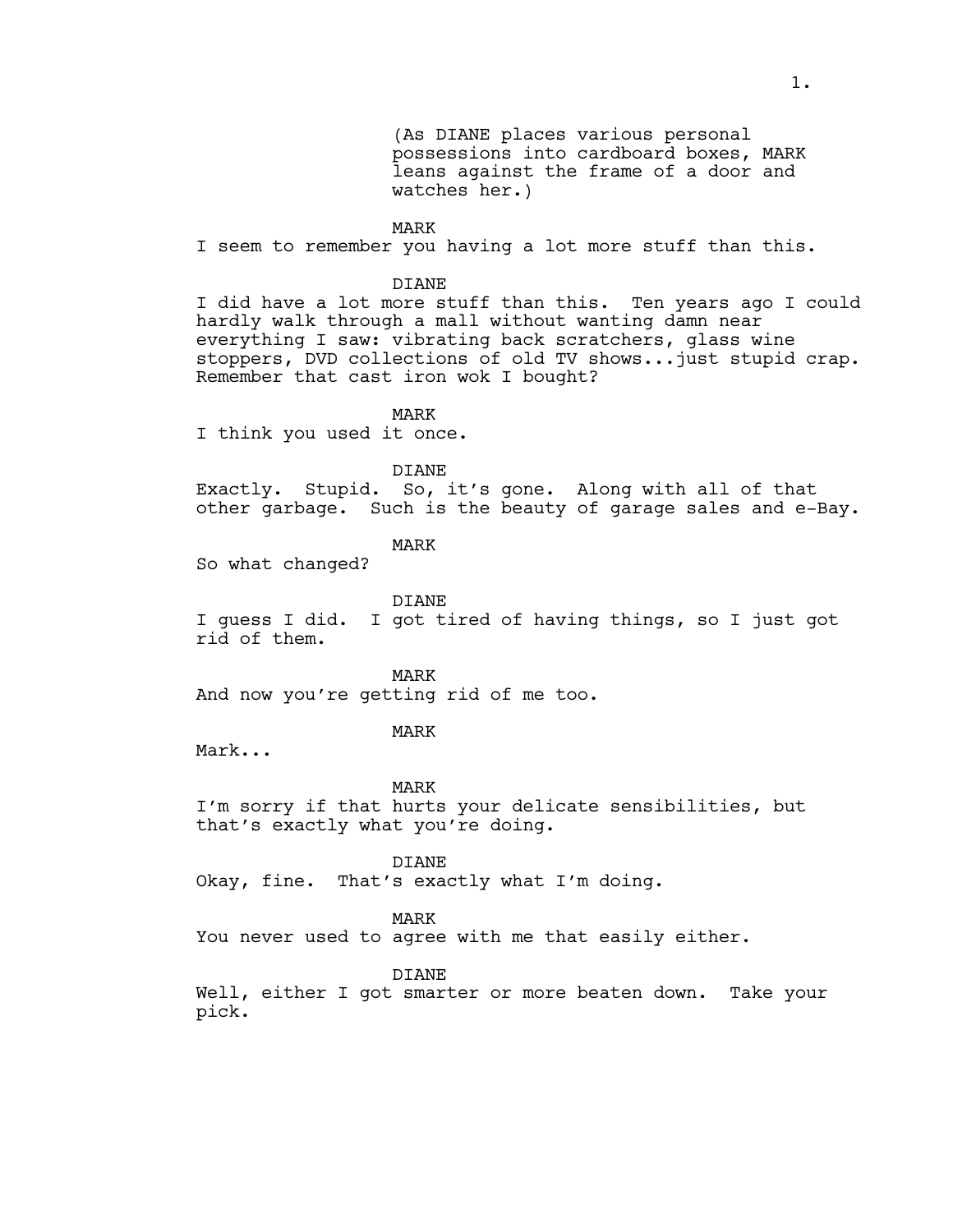(As DIANE places various personal possessions into cardboard boxes, MARK leans against the frame of a door and watches her.)

MARK

I seem to remember you having a lot more stuff than this.

DIANE

I did have a lot more stuff than this. Ten years ago I could hardly walk through a mall without wanting damn near everything I saw: vibrating back scratchers, glass wine stoppers, DVD collections of old TV shows...just stupid crap. Remember that cast iron wok I bought?

MARK

I think you used it once.

DIANE

Exactly. Stupid. So, it's gone. Along with all of that other garbage. Such is the beauty of garage sales and e-Bay.

MARK

So what changed?

DIANE

I guess I did. I got tired of having things, so I just got rid of them.

MARK

And now you're getting rid of me too.

MARK

Mark...

MARK

I'm sorry if that hurts your delicate sensibilities, but that's exactly what you're doing.

DIANE

Okay, fine. That's exactly what I'm doing.

MARK

You never used to agree with me that easily either.

DIANE

Well, either I got smarter or more beaten down. Take your pick.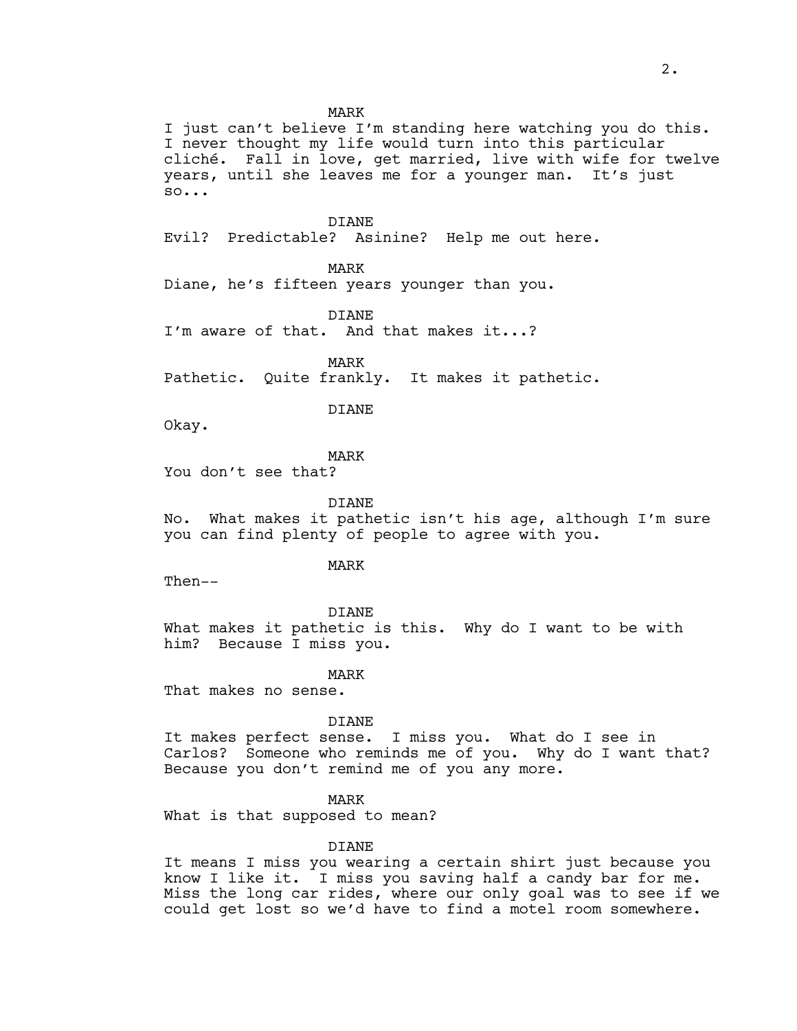MARK

I just can't believe I'm standing here watching you do this. I never thought my life would turn into this particular cliché. Fall in love, get married, live with wife for twelve years, until she leaves me for a younger man. It's just so...

DIANE

Evil? Predictable? Asinine? Help me out here.

MARK

Diane, he's fifteen years younger than you.

DIANE

I'm aware of that. And that makes it...?

MARK

Pathetic. Quite frankly. It makes it pathetic.

DIANE

Okay.

MARK

You don't see that?

DIANE

No. What makes it pathetic isn't his age, although I'm sure you can find plenty of people to agree with you.

MARK

Then--

DIANE

What makes it pathetic is this. Why do I want to be with him? Because I miss you.

MARK

That makes no sense.

DIANE

It makes perfect sense. I miss you. What do I see in Carlos? Someone who reminds me of you. Why do I want that? Because you don't remind me of you any more.

MARK

What is that supposed to mean?

DIANE

It means I miss you wearing a certain shirt just because you know I like it. I miss you saving half a candy bar for me. Miss the long car rides, where our only goal was to see if we could get lost so we'd have to find a motel room somewhere.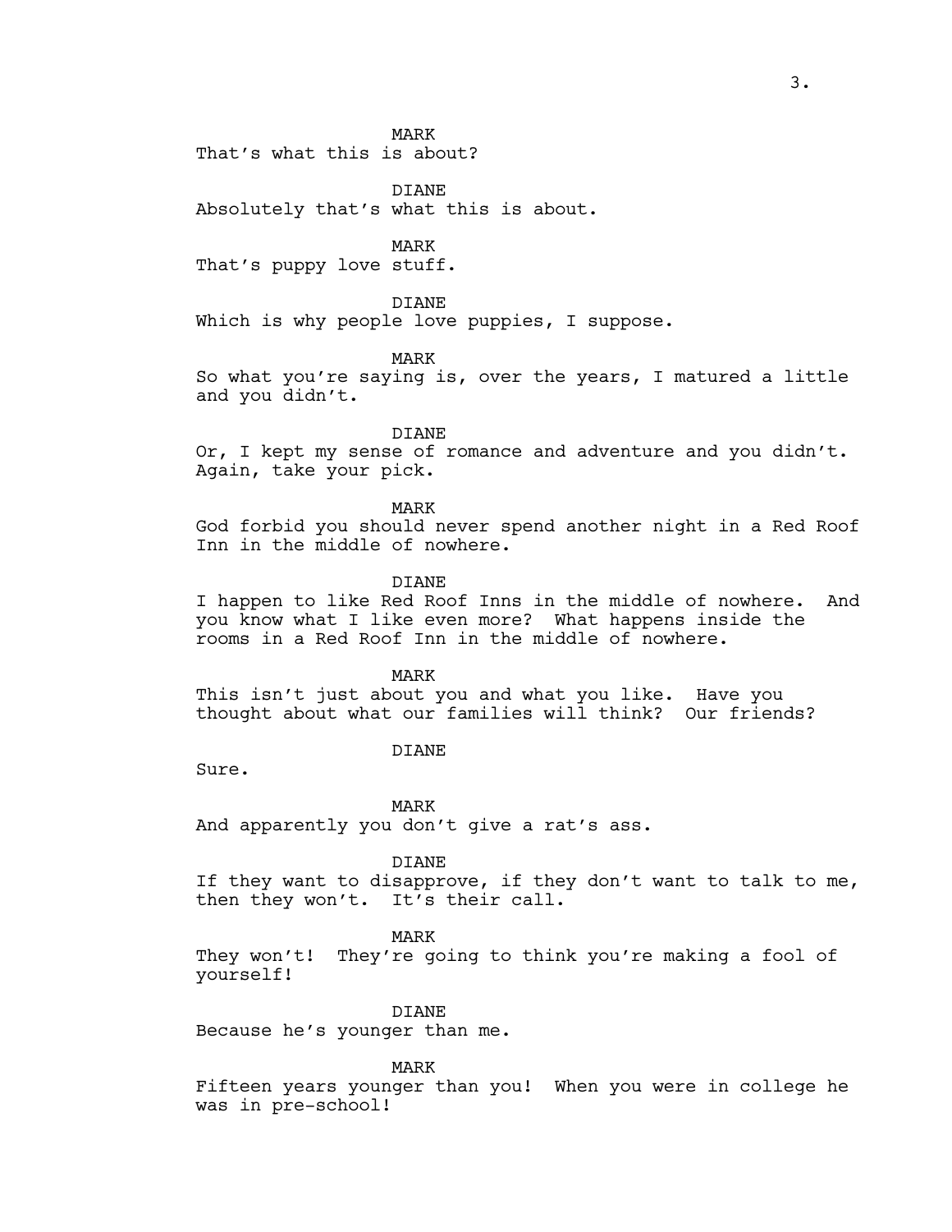MARK
That's what this is about?

DIANE
Absolutely that's what this is about.

MARK
That's puppy love stuff.

DIANE
Which is why people love puppies, I suppose.

MARK
So what you're saying is, over the years, I matured a little and you didn't.

DIANE
Or, I kept my sense of romance and adventure and you didn't. Again, take your pick.

MARK
God forbid you should never spend another night in a Red Roof Inn in the middle of nowhere.

DIANE
I happen to like Red Roof Inns in the middle of nowhere. And you know what I like even more? What happens inside the rooms in a Red Roof Inn in the middle of nowhere.

MARK
This isn't just about you and what you like. Have you thought about what our families will think? Our friends?

DIANE
Sure.

MARK
And apparently you don't give a rat's ass.

DIANE
If they want to disapprove, if they don't want to talk to me, then they won't. It's their call.

MARK
They won't! They're going to think you're making a fool of yourself!

DIANE
Because he's younger than me.

MARK
Fifteen years younger than you! When you were in college he was in pre-school!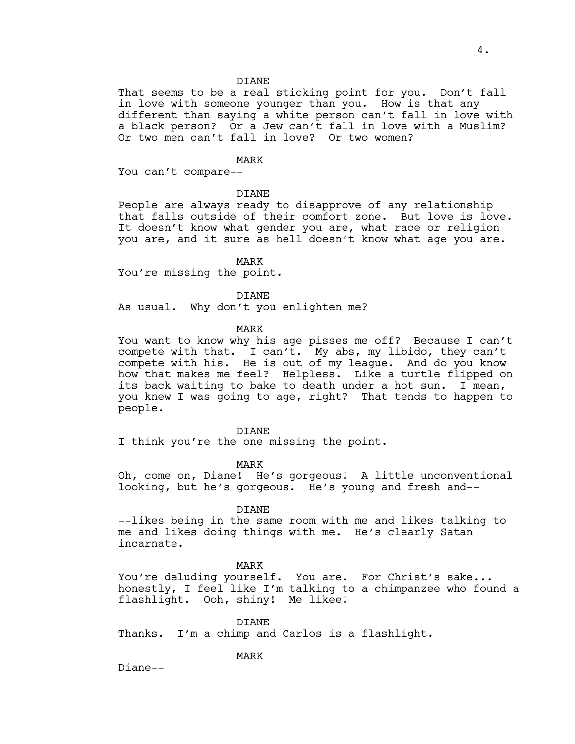DIANE

That seems to be a real sticking point for you. Don't fall in love with someone younger than you. How is that any different than saying a white person can't fall in love with a black person? Or a Jew can't fall in love with a Muslim? Or two men can't fall in love? Or two women?

MARK

You can't compare--

DIANE

People are always ready to disapprove of any relationship that falls outside of their comfort zone. But love is love. It doesn't know what gender you are, what race or religion you are, and it sure as hell doesn't know what age you are.

MARK

You're missing the point.

DIANE

As usual. Why don't you enlighten me?

MARK

You want to know why his age pisses me off? Because I can't compete with that. I can't. My abs, my libido, they can't compete with his. He is out of my league. And do you know how that makes me feel? Helpless. Like a turtle flipped on its back waiting to bake to death under a hot sun. I mean, you knew I was going to age, right? That tends to happen to people.

DIANE

I think you're the one missing the point.

MARK

Oh, come on, Diane! He's gorgeous! A little unconventional looking, but he's gorgeous. He's young and fresh and--

DIANE

--likes being in the same room with me and likes talking to me and likes doing things with me. He's clearly Satan incarnate.

MARK

You're deluding yourself. You are. For Christ's sake... honestly, I feel like I'm talking to a chimpanzee who found a flashlight. Ooh, shiny! Me likee!

DIANE

Thanks. I'm a chimp and Carlos is a flashlight.

MARK

Diane--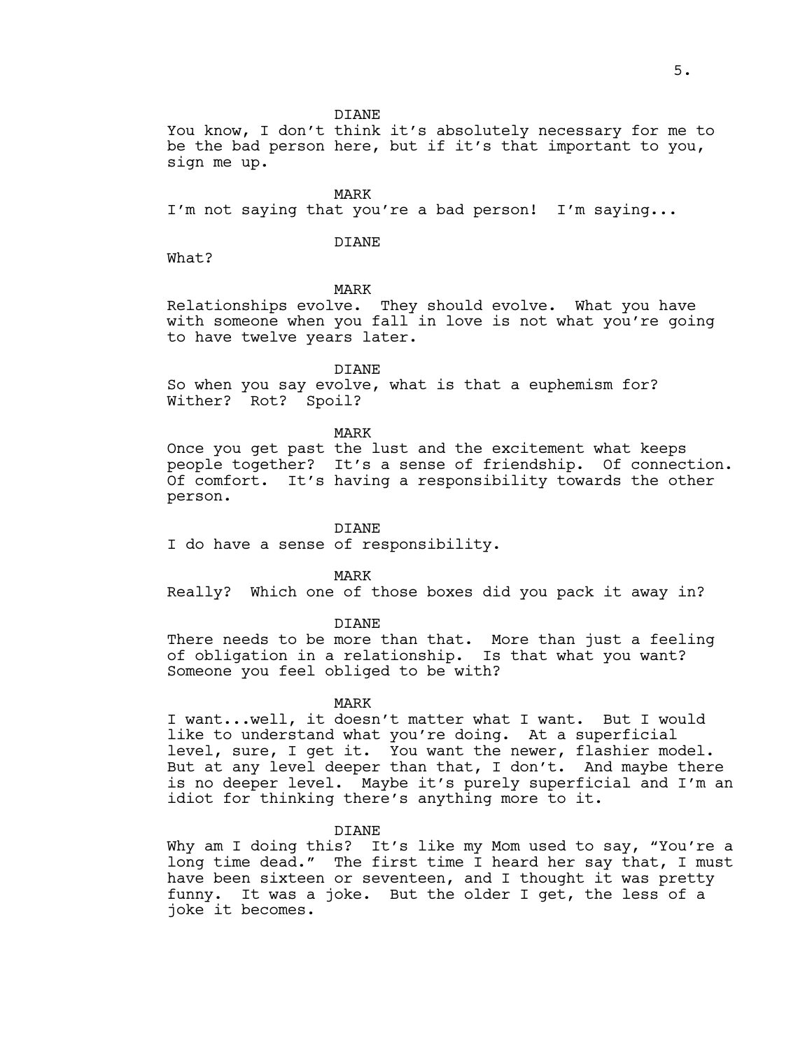DIANE

You know, I don't think it's absolutely necessary for me to be the bad person here, but if it's that important to you, sign me up.

MARK

I'm not saying that you're a bad person! I'm saying...

DIANE

What?

MARK

Relationships evolve. They should evolve. What you have with someone when you fall in love is not what you're going to have twelve years later.

DIANE

So when you say evolve, what is that a euphemism for? Wither? Rot? Spoil?

MARK

Once you get past the lust and the excitement what keeps people together? It's a sense of friendship. Of connection. Of comfort. It's having a responsibility towards the other person.

DIANE

I do have a sense of responsibility.

MARK

Really? Which one of those boxes did you pack it away in?

DIANE

There needs to be more than that. More than just a feeling of obligation in a relationship. Is that what you want? Someone you feel obliged to be with?

MARK

I want...well, it doesn't matter what I want. But I would like to understand what you're doing. At a superficial level, sure, I get it. You want the newer, flashier model. But at any level deeper than that, I don't. And maybe there is no deeper level. Maybe it's purely superficial and I'm an idiot for thinking there's anything more to it.

DIANE

Why am I doing this? It's like my Mom used to say, "You're a long time dead." The first time I heard her say that, I must have been sixteen or seventeen, and I thought it was pretty funny. It was a joke. But the older I get, the less of a joke it becomes.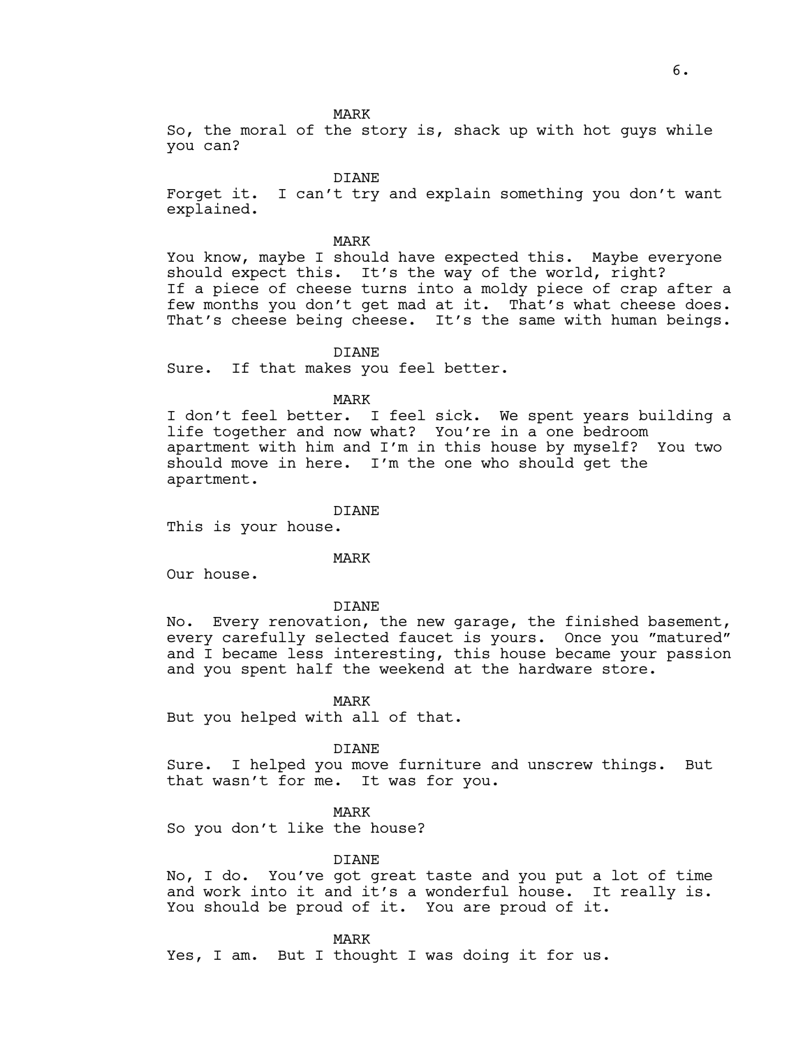MARK

So, the moral of the story is, shack up with hot guys while you can?

DIANE

Forget it. I can't try and explain something you don't want explained.

MARK

You know, maybe I should have expected this. Maybe everyone should expect this. It's the way of the world, right? If a piece of cheese turns into a moldy piece of crap after a few months you don't get mad at it. That's what cheese does. That's cheese being cheese. It's the same with human beings.

DIANE

Sure. If that makes you feel better.

MARK

I don't feel better. I feel sick. We spent years building a life together and now what? You're in a one bedroom apartment with him and I'm in this house by myself? You two should move in here. I'm the one who should get the apartment.

DIANE

This is your house.

MARK

Our house.

DIANE

No. Every renovation, the new garage, the finished basement, every carefully selected faucet is yours. Once you "matured" and I became less interesting, this house became your passion and you spent half the weekend at the hardware store.

MARK

But you helped with all of that.

DIANE

Sure. I helped you move furniture and unscrew things. But that wasn't for me. It was for you.

MARK

So you don't like the house?

DIANE

No, I do. You've got great taste and you put a lot of time and work into it and it's a wonderful house. It really is. You should be proud of it. You are proud of it.

MARK

Yes, I am. But I thought I was doing it for us.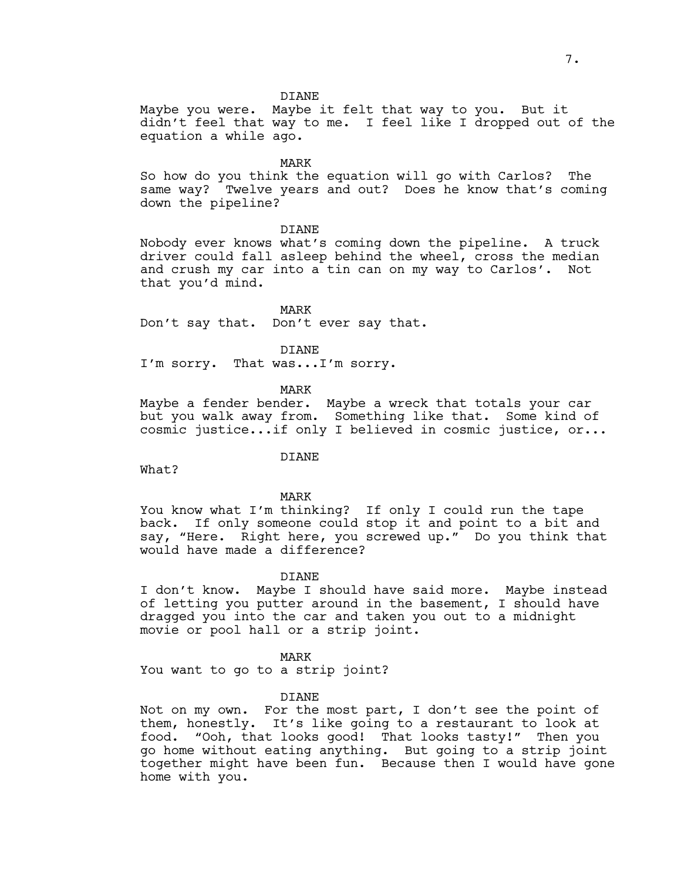DIANE

Maybe you were. Maybe it felt that way to you. But it didn't feel that way to me. I feel like I dropped out of the equation a while ago.

MARK

So how do you think the equation will go with Carlos? The same way? Twelve years and out? Does he know that's coming down the pipeline?

DIANE

Nobody ever knows what's coming down the pipeline. A truck driver could fall asleep behind the wheel, cross the median and crush my car into a tin can on my way to Carlos'. Not that you'd mind.

MARK

Don't say that. Don't ever say that.

DIANE

I'm sorry. That was...I'm sorry.

MARK

Maybe a fender bender. Maybe a wreck that totals your car but you walk away from. Something like that. Some kind of cosmic justice...if only I believed in cosmic justice, or...

DIANE

What?

MARK

You know what I'm thinking? If only I could run the tape back. If only someone could stop it and point to a bit and say, "Here. Right here, you screwed up." Do you think that would have made a difference?

DIANE

I don't know. Maybe I should have said more. Maybe instead of letting you putter around in the basement, I should have dragged you into the car and taken you out to a midnight movie or pool hall or a strip joint.

MARK

You want to go to a strip joint?

DIANE

Not on my own. For the most part, I don't see the point of them, honestly. It's like going to a restaurant to look at food. "Ooh, that looks good! That looks tasty!" Then you go home without eating anything. But going to a strip joint together might have been fun. Because then I would have gone home with you.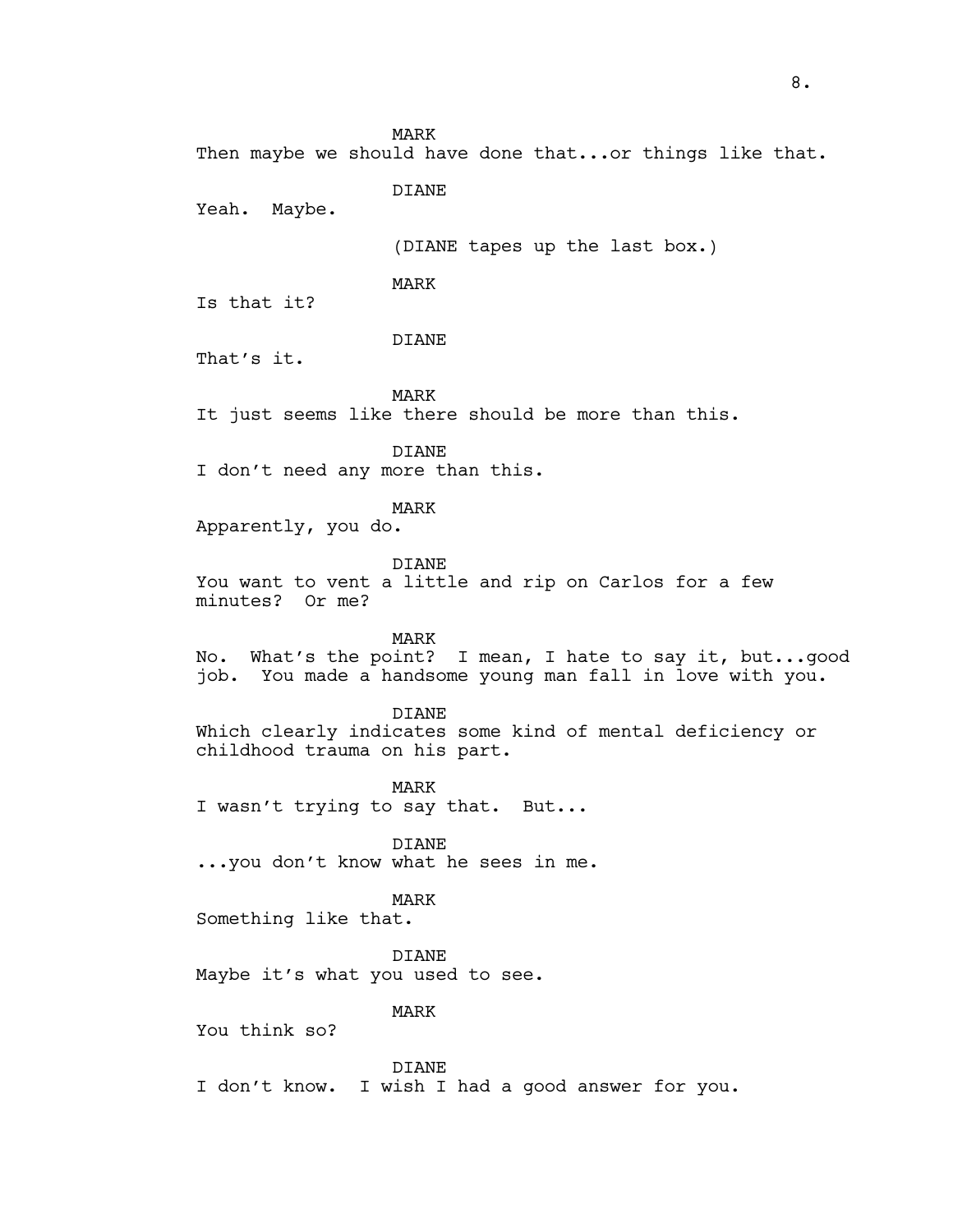MARK

Then maybe we should have done that...or things like that.

DIANE

Yeah. Maybe.

(DIANE tapes up the last box.)

MARK

Is that it?

DIANE

That's it.

MARK

It just seems like there should be more than this.

DIANE

I don't need any more than this.

MARK

Apparently, you do.

DIANE

You want to vent a little and rip on Carlos for a few minutes? Or me?

MARK

No. What's the point? I mean, I hate to say it, but...good job. You made a handsome young man fall in love with you.

DIANE

Which clearly indicates some kind of mental deficiency or childhood trauma on his part.

MARK

I wasn't trying to say that. But...

DIANE

...you don't know what he sees in me.

MARK

Something like that.

DIANE

Maybe it's what you used to see.

MARK

You think so?

DIANE

I don't know. I wish I had a good answer for you.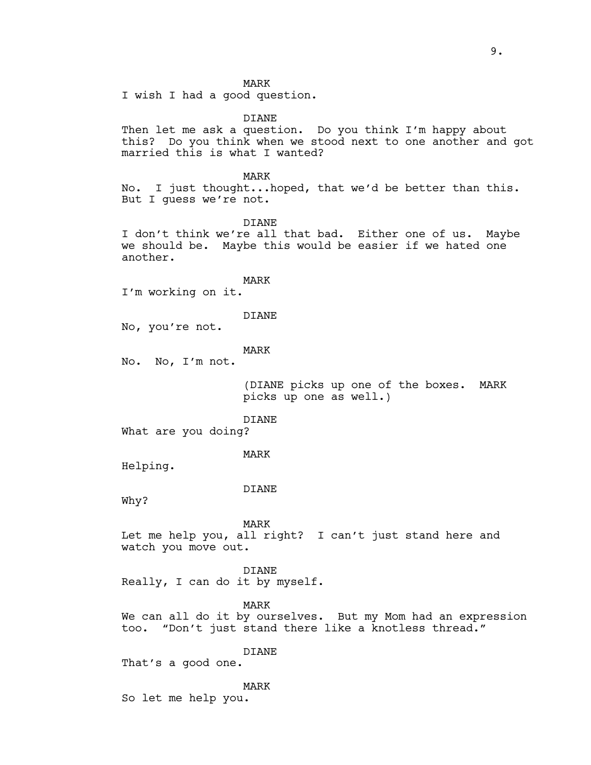MARK

I wish I had a good question.

DIANE

Then let me ask a question. Do you think I'm happy about this? Do you think when we stood next to one another and got married this is what I wanted?

MARK

No. I just thought...hoped, that we'd be better than this. But I guess we're not.

DIANE

I don't think we're all that bad. Either one of us. Maybe we should be. Maybe this would be easier if we hated one another.

MARK

I'm working on it.

DIANE

No, you're not.

MARK

No. No, I'm not.

(DIANE picks up one of the boxes. MARK picks up one as well.)

DIANE

What are you doing?

MARK

Helping.

DIANE

Why?

MARK

Let me help you, all right? I can't just stand here and watch you move out.

DIANE

Really, I can do it by myself.

MARK

We can all do it by ourselves. But my Mom had an expression too. "Don't just stand there like a knotless thread."

DIANE

That's a good one.

MARK

So let me help you.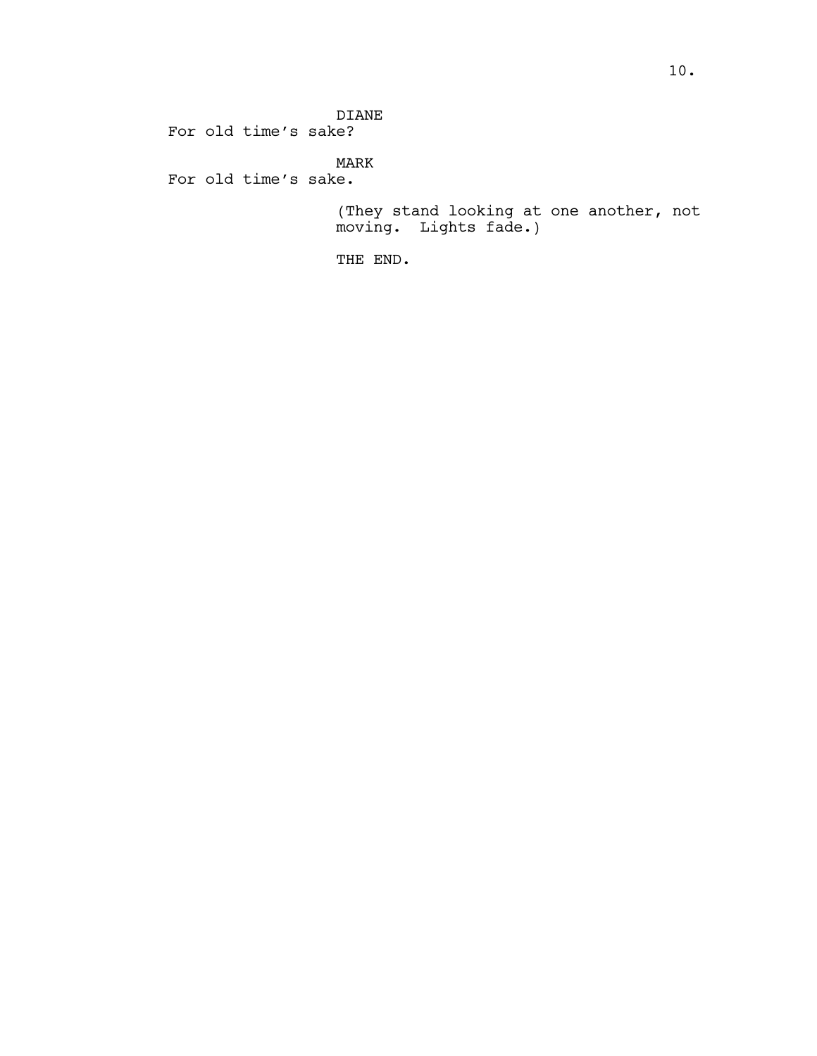DIANE
For old time's sake?

MARK
For old time's sake.

(They stand looking at one another, not moving. Lights fade.)

THE END.